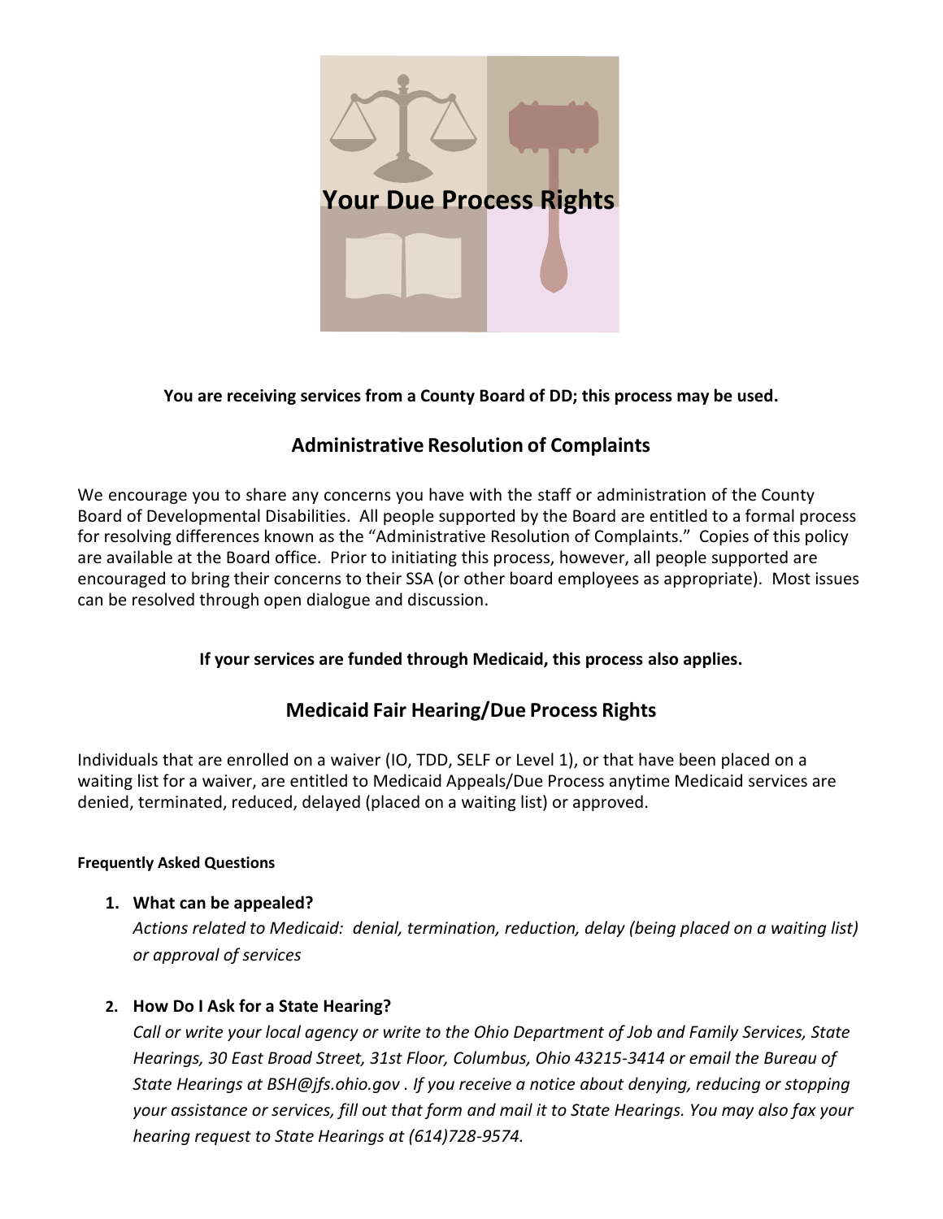# Your Due Process Rights

**You are receiving services from a County Board of DD; this process may be used.**

## Administrative Resolution of Complaints

We encourage you to share any concerns you have with the staff or administration of the County Board of Developmental Disabilities. All people supported by the Board are entitled to a formal process for resolving differences known as the "Administrative Resolution of Complaints." Copies of this policy are available at the Board office. Prior to initiating this process, however, all people supported are encouraged to bring their concerns to their SSA (or other board employees as appropriate). Most issues can be resolved through open dialogue and discussion.

**If your services are funded through Medicaid, this process also applies.**

## Medicaid Fair Hearing/Due Process Rights

Individuals that are enrolled on a waiver (IO, TDD, SELF or Level 1), or that have been placed on a waiting list for a waiver, are entitled to Medicaid Appeals/Due Process anytime Medicaid services are denied, terminated, reduced, delayed (placed on a waiting list) or approved.

#### Frequently Asked Questions

1. **What can be appealed?**
   *Actions related to Medicaid: denial, termination, reduction, delay (being placed on a waiting list) or approval of services*

2. **How Do I Ask for a State Hearing?**
   *Call or write your local agency or write to the Ohio Department of Job and Family Services, State Hearings, 30 East Broad Street, 31st Floor, Columbus, Ohio 43215-3414 or email the Bureau of State Hearings at BSH@jfs.ohio.gov . If you receive a notice about denying, reducing or stopping your assistance or services, fill out that form and mail it to State Hearings. You may also fax your hearing request to State Hearings at (614)728-9574.*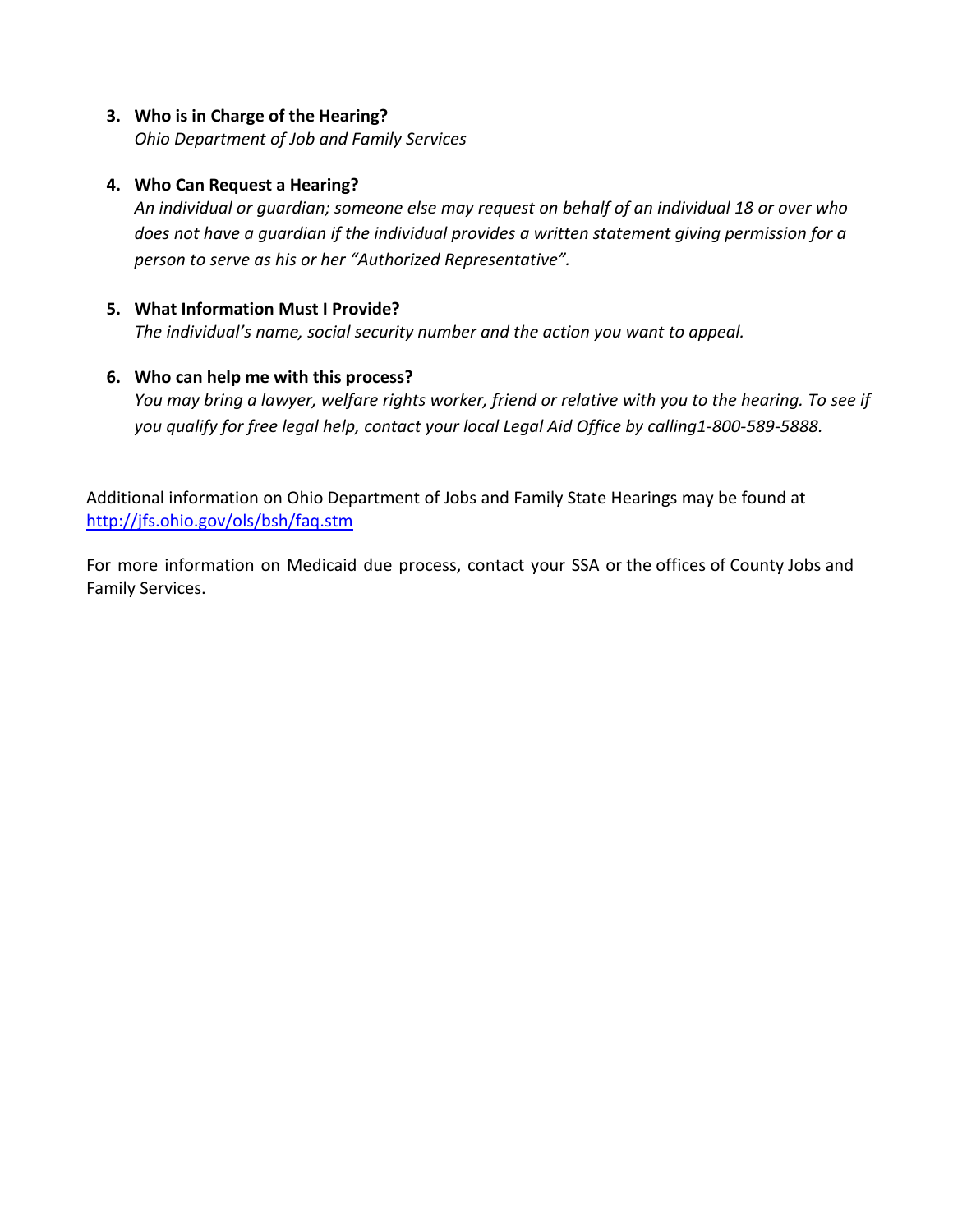3. **Who is in Charge of the Hearing?**
   *Ohio Department of Job and Family Services*

4. **Who Can Request a Hearing?**
   *An individual or guardian; someone else may request on behalf of an individual 18 or over who does not have a guardian if the individual provides a written statement giving permission for a person to serve as his or her "Authorized Representative".*

5. **What Information Must I Provide?**
   *The individual's name, social security number and the action you want to appeal.*

6. **Who can help me with this process?**
   *You may bring a lawyer, welfare rights worker, friend or relative with you to the hearing. To see if you qualify for free legal help, contact your local Legal Aid Office by calling1-800-589-5888.*

Additional information on Ohio Department of Jobs and Family State Hearings may be found at [http://jfs.ohio.gov/ols/bsh/faq.stm](http://jfs.ohio.gov/ols/bsh/faq.stm)

For more information on Medicaid due process, contact your SSA or the offices of County Jobs and Family Services.